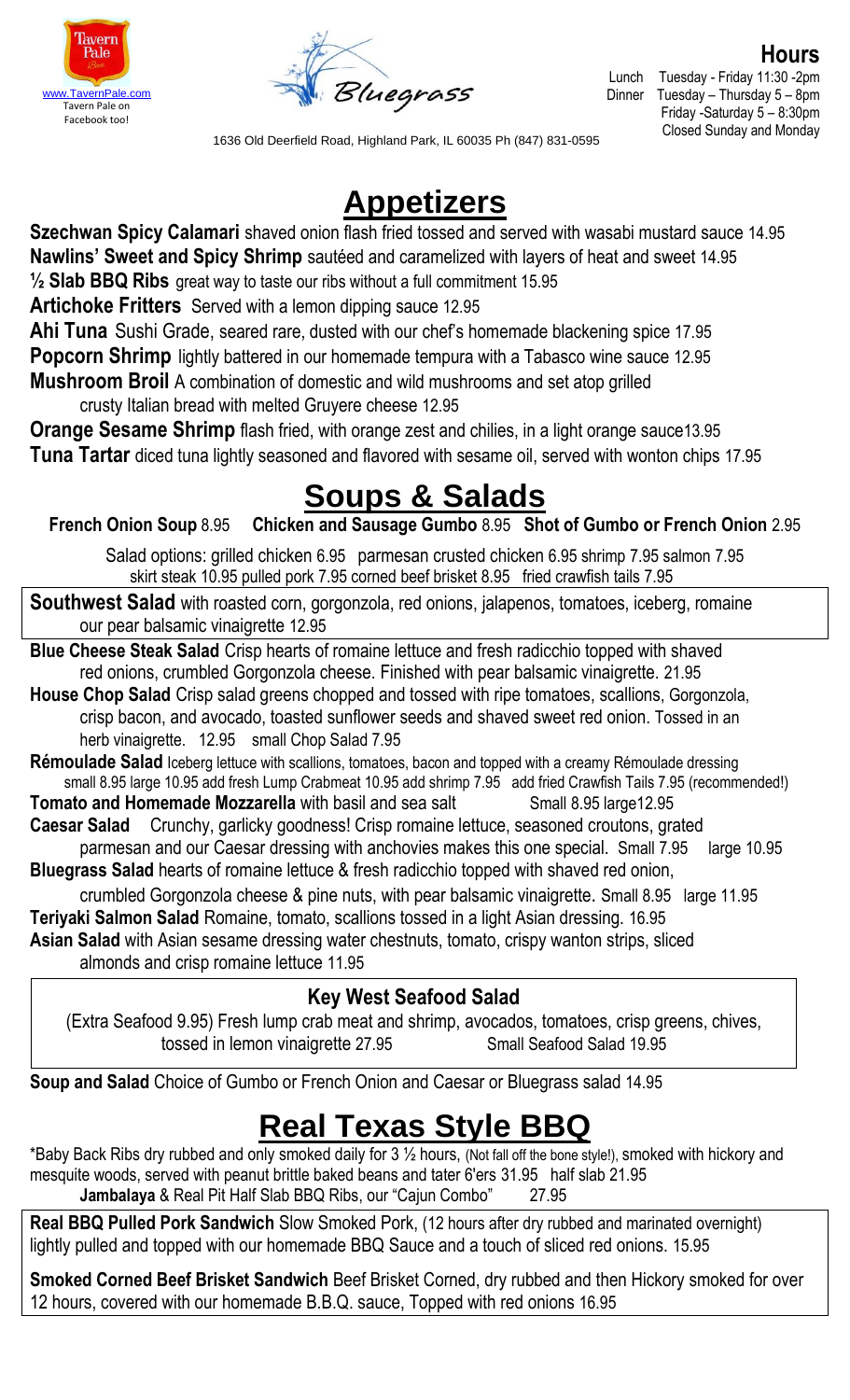Tavern Pale
www.TavernPale.com
Tavern Pale on Facebook too!

Bluegrass

**Hours**

Lunch Tuesday - Friday 11:30 -2pm
Dinner Tuesday – Thursday 5 – 8pm
Friday -Saturday 5 – 8:30pm
Closed Sunday and Monday

1636 Old Deerfield Road, Highland Park, IL 60035 Ph (847) 831-0595

# Appetizers

**Szechwan Spicy Calamari** shaved onion flash fried tossed and served with wasabi mustard sauce 14.95
**Nawlins' Sweet and Spicy Shrimp** sautéed and caramelized with layers of heat and sweet 14.95
**½ Slab BBQ Ribs** great way to taste our ribs without a full commitment 15.95
**Artichoke Fritters** Served with a lemon dipping sauce 12.95
**Ahi Tuna** Sushi Grade, seared rare, dusted with our chef's homemade blackening spice 17.95
**Popcorn Shrimp** lightly battered in our homemade tempura with a Tabasco wine sauce 12.95
**Mushroom Broil** A combination of domestic and wild mushrooms and set atop grilled crusty Italian bread with melted Gruyere cheese 12.95
**Orange Sesame Shrimp** flash fried, with orange zest and chilies, in a light orange sauce13.95
**Tuna Tartar** diced tuna lightly seasoned and flavored with sesame oil, served with wonton chips 17.95

# Soups & Salads

**French Onion Soup** 8.95 **Chicken and Sausage Gumbo** 8.95 **Shot of Gumbo or French Onion** 2.95

Salad options: grilled chicken 6.95 parmesan crusted chicken 6.95 shrimp 7.95 salmon 7.95 skirt steak 10.95 pulled pork 7.95 corned beef brisket 8.95 fried crawfish tails 7.95

**Southwest Salad** with roasted corn, gorgonzola, red onions, jalapenos, tomatoes, iceberg, romaine our pear balsamic vinaigrette 12.95

**Blue Cheese Steak Salad** Crisp hearts of romaine lettuce and fresh radicchio topped with shaved red onions, crumbled Gorgonzola cheese. Finished with pear balsamic vinaigrette. 21.95

**House Chop Salad** Crisp salad greens chopped and tossed with ripe tomatoes, scallions, Gorgonzola, crisp bacon, and avocado, toasted sunflower seeds and shaved sweet red onion. Tossed in an herb vinaigrette. 12.95 small Chop Salad 7.95

**Rémoulade Salad** Iceberg lettuce with scallions, tomatoes, bacon and topped with a creamy Rémoulade dressing small 8.95 large 10.95 add fresh Lump Crabmeat 10.95 add shrimp 7.95 add fried Crawfish Tails 7.95 (recommended!)

**Tomato and Homemade Mozzarella** with basil and sea salt Small 8.95 large12.95

**Caesar Salad** Crunchy, garlicky goodness! Crisp romaine lettuce, seasoned croutons, grated parmesan and our Caesar dressing with anchovies makes this one special. Small 7.95 large 10.95

**Bluegrass Salad** hearts of romaine lettuce & fresh radicchio topped with shaved red onion, crumbled Gorgonzola cheese & pine nuts, with pear balsamic vinaigrette. Small 8.95 large 11.95

**Teriyaki Salmon Salad** Romaine, tomato, scallions tossed in a light Asian dressing. 16.95

**Asian Salad** with Asian sesame dressing water chestnuts, tomato, crispy wanton strips, sliced almonds and crisp romaine lettuce 11.95

### Key West Seafood Salad

(Extra Seafood 9.95) Fresh lump crab meat and shrimp, avocados, tomatoes, crisp greens, chives, tossed in lemon vinaigrette 27.95 Small Seafood Salad 19.95

**Soup and Salad** Choice of Gumbo or French Onion and Caesar or Bluegrass salad 14.95

# Real Texas Style BBQ

*Baby Back Ribs dry rubbed and only smoked daily for 3 ½ hours, (Not fall off the bone style!), smoked with hickory and mesquite woods, served with peanut brittle baked beans and tater 6'ers 31.95 half slab 21.95

**Jambalaya** & Real Pit Half Slab BBQ Ribs, our "Cajun Combo" 27.95

**Real BBQ Pulled Pork Sandwich** Slow Smoked Pork, (12 hours after dry rubbed and marinated overnight) lightly pulled and topped with our homemade BBQ Sauce and a touch of sliced red onions. 15.95

**Smoked Corned Beef Brisket Sandwich** Beef Brisket Corned, dry rubbed and then Hickory smoked for over 12 hours, covered with our homemade B.B.Q. sauce, Topped with red onions 16.95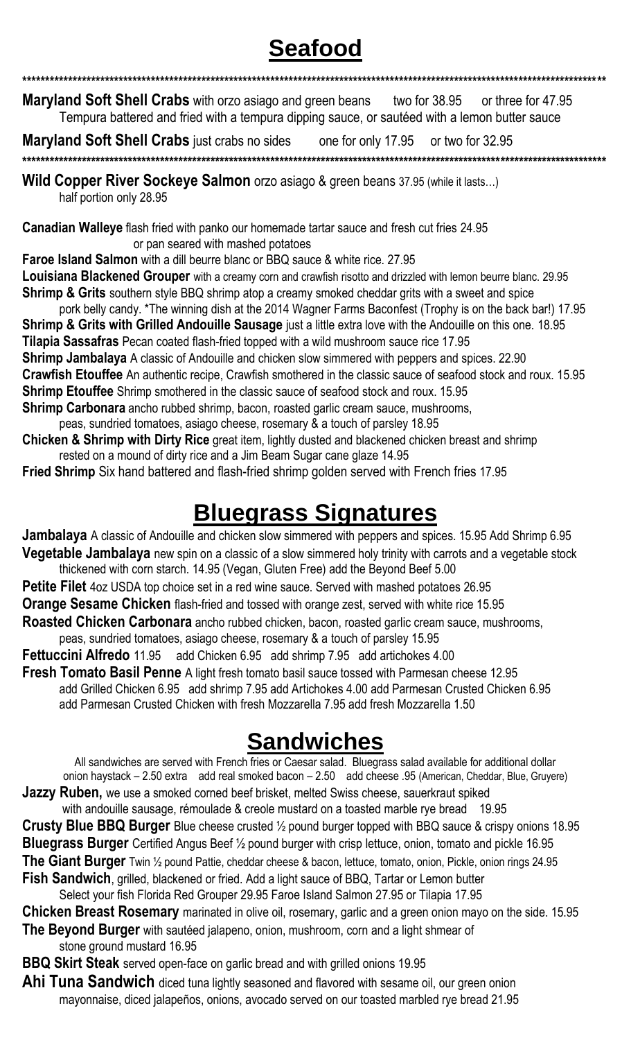# Seafood

**Maryland Soft Shell Crabs** with orzo asiago and green beans two for 38.95 or three for 47.95
Tempura battered and fried with a tempura dipping sauce, or sautéed with a lemon butter sauce

**Maryland Soft Shell Crabs** just crabs no sides one for only 17.95 or two for 32.95

**Wild Copper River Sockeye Salmon** orzo asiago & green beans 37.95 (while it lasts…)
half portion only 28.95

**Canadian Walleye** flash fried with panko our homemade tartar sauce and fresh cut fries 24.95
or pan seared with mashed potatoes

**Faroe Island Salmon** with a dill beurre blanc or BBQ sauce & white rice. 27.95

**Louisiana Blackened Grouper** with a creamy corn and crawfish risotto and drizzled with lemon beurre blanc. 29.95

**Shrimp & Grits** southern style BBQ shrimp atop a creamy smoked cheddar grits with a sweet and spice pork belly candy. *The winning dish at the 2014 Wagner Farms Baconfest (Trophy is on the back bar!) 17.95

**Shrimp & Grits with Grilled Andouille Sausage** just a little extra love with the Andouille on this one. 18.95

**Tilapia Sassafras** Pecan coated flash-fried topped with a wild mushroom sauce rice 17.95

**Shrimp Jambalaya** A classic of Andouille and chicken slow simmered with peppers and spices. 22.90

**Crawfish Etouffee** An authentic recipe, Crawfish smothered in the classic sauce of seafood stock and roux. 15.95

**Shrimp Etouffee** Shrimp smothered in the classic sauce of seafood stock and roux. 15.95

**Shrimp Carbonara** ancho rubbed shrimp, bacon, roasted garlic cream sauce, mushrooms, peas, sundried tomatoes, asiago cheese, rosemary & a touch of parsley 18.95

**Chicken & Shrimp with Dirty Rice** great item, lightly dusted and blackened chicken breast and shrimp rested on a mound of dirty rice and a Jim Beam Sugar cane glaze 14.95

**Fried Shrimp** Six hand battered and flash-fried shrimp golden served with French fries 17.95

# Bluegrass Signatures

**Jambalaya** A classic of Andouille and chicken slow simmered with peppers and spices. 15.95 Add Shrimp 6.95

**Vegetable Jambalaya** new spin on a classic of a slow simmered holy trinity with carrots and a vegetable stock thickened with corn starch. 14.95 (Vegan, Gluten Free) add the Beyond Beef 5.00

**Petite Filet** 4oz USDA top choice set in a red wine sauce. Served with mashed potatoes 26.95

**Orange Sesame Chicken** flash-fried and tossed with orange zest, served with white rice 15.95

**Roasted Chicken Carbonara** ancho rubbed chicken, bacon, roasted garlic cream sauce, mushrooms, peas, sundried tomatoes, asiago cheese, rosemary & a touch of parsley 15.95

**Fettuccini Alfredo** 11.95 add Chicken 6.95 add shrimp 7.95 add artichokes 4.00

**Fresh Tomato Basil Penne** A light fresh tomato basil sauce tossed with Parmesan cheese 12.95
add Grilled Chicken 6.95 add shrimp 7.95 add Artichokes 4.00 add Parmesan Crusted Chicken 6.95
add Parmesan Crusted Chicken with fresh Mozzarella 7.95 add fresh Mozzarella 1.50

# Sandwiches

All sandwiches are served with French fries or Caesar salad. Bluegrass salad available for additional dollar
onion haystack – 2.50 extra add real smoked bacon – 2.50 add cheese .95 (American, Cheddar, Blue, Gruyere)

**Jazzy Ruben,** we use a smoked corned beef brisket, melted Swiss cheese, sauerkraut spiked with andouille sausage, rémoulade & creole mustard on a toasted marble rye bread 19.95

**Crusty Blue BBQ Burger** Blue cheese crusted ½ pound burger topped with BBQ sauce & crispy onions 18.95

**Bluegrass Burger** Certified Angus Beef ½ pound burger with crisp lettuce, onion, tomato and pickle 16.95

**The Giant Burger** Twin ½ pound Pattie, cheddar cheese & bacon, lettuce, tomato, onion, Pickle, onion rings 24.95

**Fish Sandwich**, grilled, blackened or fried. Add a light sauce of BBQ, Tartar or Lemon butter
Select your fish Florida Red Grouper 29.95 Faroe Island Salmon 27.95 or Tilapia 17.95

**Chicken Breast Rosemary** marinated in olive oil, rosemary, garlic and a green onion mayo on the side. 15.95

**The Beyond Burger** with sautéed jalapeno, onion, mushroom, corn and a light shmear of stone ground mustard 16.95

**BBQ Skirt Steak** served open-face on garlic bread and with grilled onions 19.95

**Ahi Tuna Sandwich** diced tuna lightly seasoned and flavored with sesame oil, our green onion mayonnaise, diced jalapeños, onions, avocado served on our toasted marbled rye bread 21.95